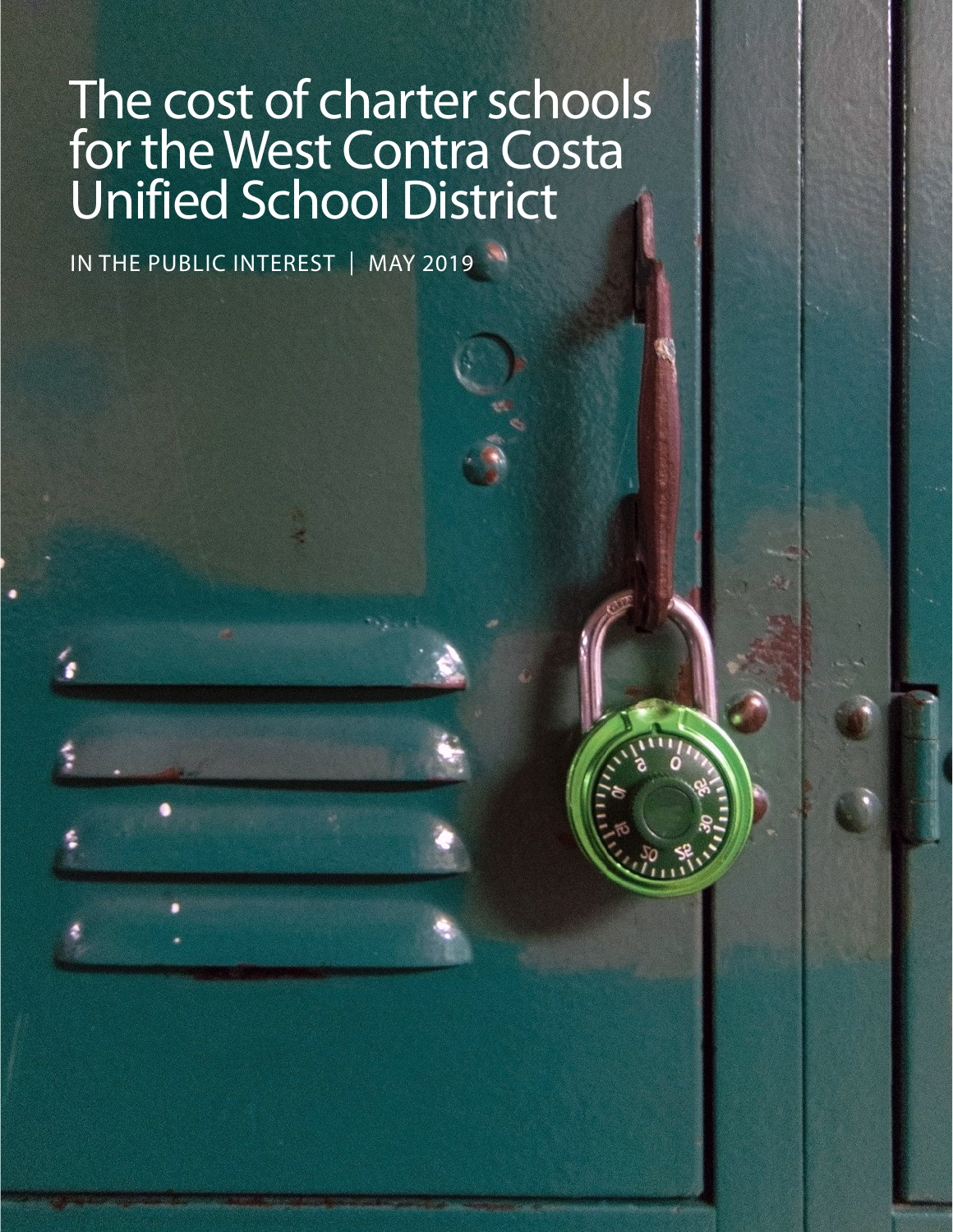# The cost of charter schools for the West Contra Costa Unified School District

IN THE PUBLIC INTEREST | MAY 2019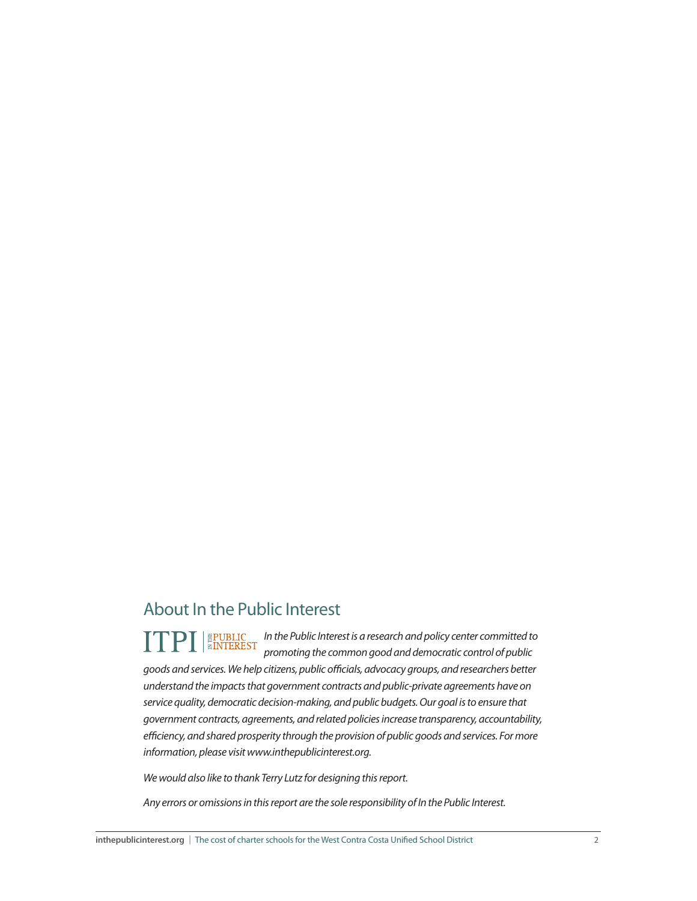## About In the Public Interest

ITPI | IN THE PUBLIC INTEREST *In the Public Interest is a research and policy center committed to promoting the common good and democratic control of public goods and services. We help citizens, public officials, advocacy groups, and researchers better understand the impacts that government contracts and public-private agreements have on service quality, democratic decision-making, and public budgets. Our goal is to ensure that government contracts, agreements, and related policies increase transparency, accountability, efficiency, and shared prosperity through the provision of public goods and services. For more information, please visit www.inthepublicinterest.org.*

*We would also like to thank Terry Lutz for designing this report.*

*Any errors or omissions in this report are the sole responsibility of In the Public Interest.*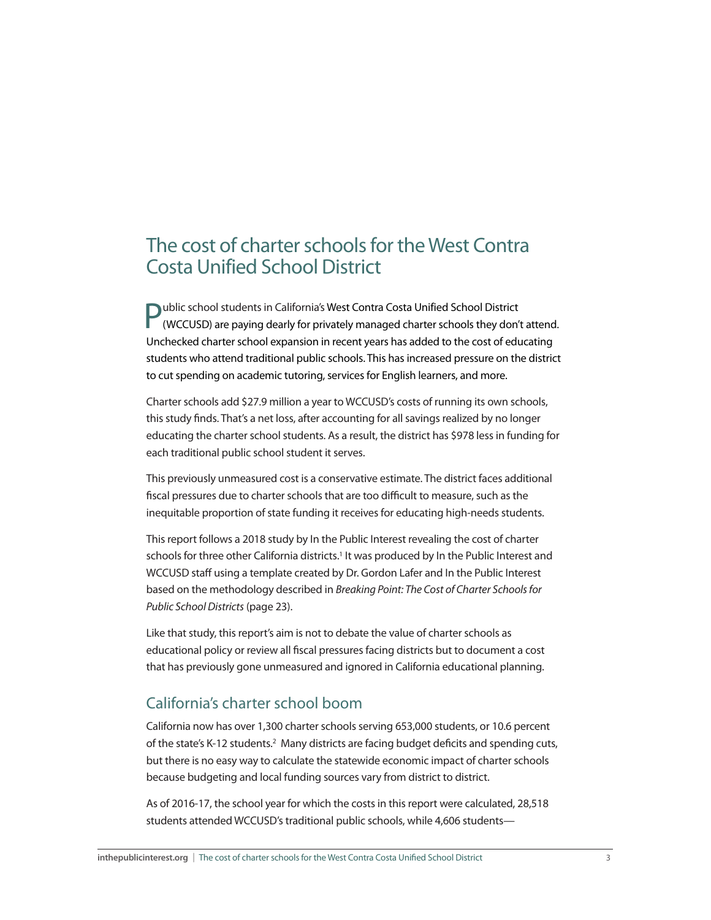# The cost of charter schools for the West Contra Costa Unified School District

Public school students in California's West Contra Costa Unified School District (WCCUSD) are paying dearly for privately managed charter schools they don't attend. Unchecked charter school expansion in recent years has added to the cost of educating students who attend traditional public schools. This has increased pressure on the district to cut spending on academic tutoring, services for English learners, and more.

Charter schools add $27.9 million a year to WCCUSD's costs of running its own schools, this study finds. That's a net loss, after accounting for all savings realized by no longer educating the charter school students. As a result, the district has $978 less in funding for each traditional public school student it serves.

This previously unmeasured cost is a conservative estimate. The district faces additional fiscal pressures due to charter schools that are too difficult to measure, such as the inequitable proportion of state funding it receives for educating high-needs students.

This report follows a 2018 study by In the Public Interest revealing the cost of charter schools for three other California districts.[1] It was produced by In the Public Interest and WCCUSD staff using a template created by Dr. Gordon Lafer and In the Public Interest based on the methodology described in *Breaking Point: The Cost of Charter Schools for Public School Districts* (page 23).

Like that study, this report's aim is not to debate the value of charter schools as educational policy or review all fiscal pressures facing districts but to document a cost that has previously gone unmeasured and ignored in California educational planning.

## California's charter school boom

California now has over 1,300 charter schools serving 653,000 students, or 10.6 percent of the state's K-12 students.[2] Many districts are facing budget deficits and spending cuts, but there is no easy way to calculate the statewide economic impact of charter schools because budgeting and local funding sources vary from district to district.

As of 2016-17, the school year for which the costs in this report were calculated, 28,518 students attended WCCUSD's traditional public schools, while 4,606 students—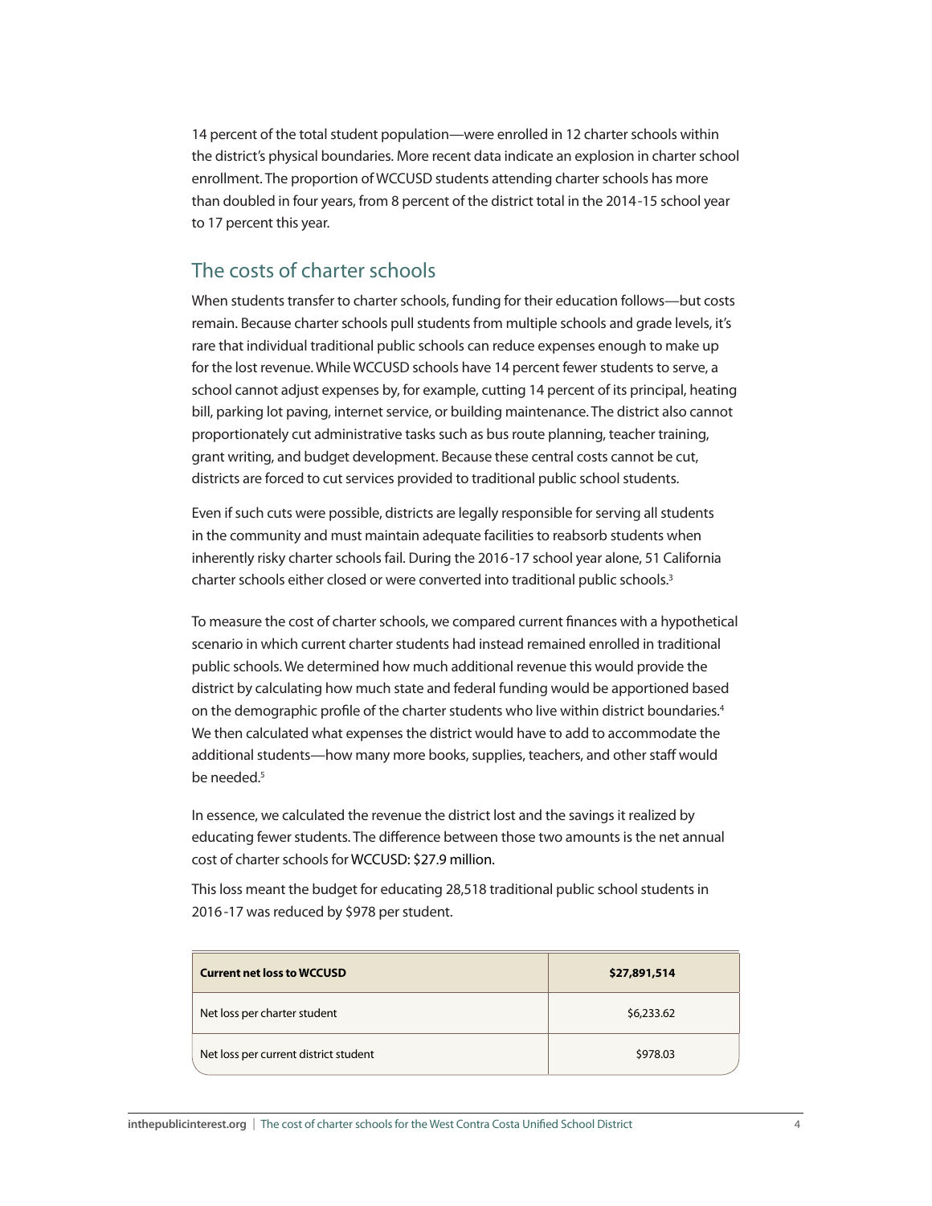14 percent of the total student population—were enrolled in 12 charter schools within the district's physical boundaries. More recent data indicate an explosion in charter school enrollment. The proportion of WCCUSD students attending charter schools has more than doubled in four years, from 8 percent of the district total in the 2014-15 school year to 17 percent this year.

## The costs of charter schools

When students transfer to charter schools, funding for their education follows—but costs remain. Because charter schools pull students from multiple schools and grade levels, it's rare that individual traditional public schools can reduce expenses enough to make up for the lost revenue. While WCCUSD schools have 14 percent fewer students to serve, a school cannot adjust expenses by, for example, cutting 14 percent of its principal, heating bill, parking lot paving, internet service, or building maintenance. The district also cannot proportionately cut administrative tasks such as bus route planning, teacher training, grant writing, and budget development. Because these central costs cannot be cut, districts are forced to cut services provided to traditional public school students.

Even if such cuts were possible, districts are legally responsible for serving all students in the community and must maintain adequate facilities to reabsorb students when inherently risky charter schools fail. During the 2016-17 school year alone, 51 California charter schools either closed or were converted into traditional public schools.[3]

To measure the cost of charter schools, we compared current finances with a hypothetical scenario in which current charter students had instead remained enrolled in traditional public schools. We determined how much additional revenue this would provide the district by calculating how much state and federal funding would be apportioned based on the demographic profile of the charter students who live within district boundaries.[4] We then calculated what expenses the district would have to add to accommodate the additional students—how many more books, supplies, teachers, and other staff would be needed.[5]

In essence, we calculated the revenue the district lost and the savings it realized by educating fewer students. The difference between those two amounts is the net annual cost of charter schools for WCCUSD: $27.9 million.

This loss meant the budget for educating 28,518 traditional public school students in 2016-17 was reduced by $978 per student.

| **Current net loss to WCCUSD** | **$27,891,514** |
|---|---|
| Net loss per charter student | $6,233.62 |
| Net loss per current district student | $978.03 |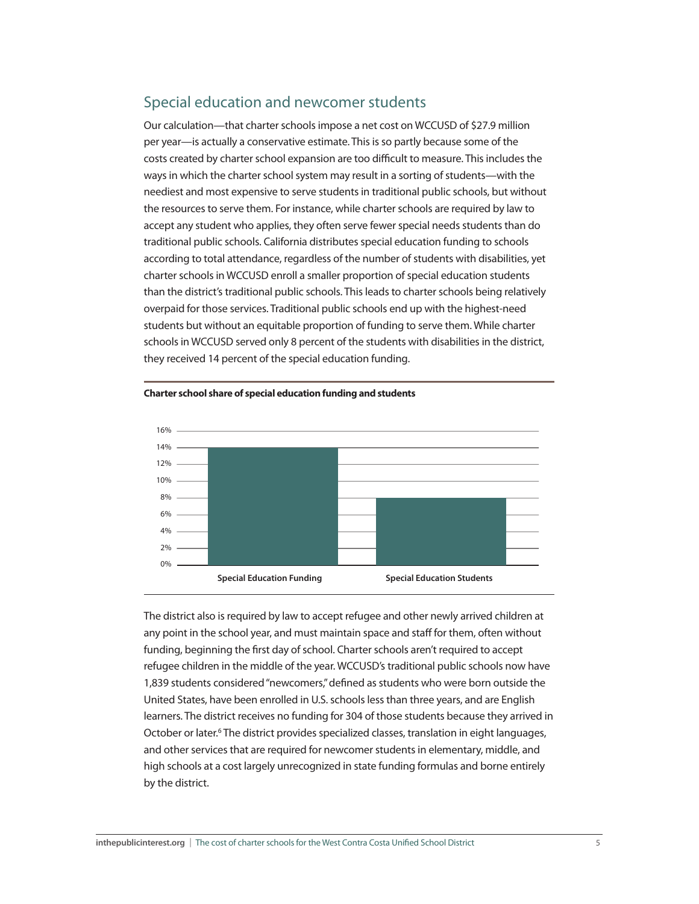## Special education and newcomer students

Our calculation—that charter schools impose a net cost on WCCUSD of $27.9 million per year—is actually a conservative estimate. This is so partly because some of the costs created by charter school expansion are too difficult to measure. This includes the ways in which the charter school system may result in a sorting of students—with the neediest and most expensive to serve students in traditional public schools, but without the resources to serve them. For instance, while charter schools are required by law to accept any student who applies, they often serve fewer special needs students than do traditional public schools. California distributes special education funding to schools according to total attendance, regardless of the number of students with disabilities, yet charter schools in WCCUSD enroll a smaller proportion of special education students than the district's traditional public schools. This leads to charter schools being relatively overpaid for those services. Traditional public schools end up with the highest-need students but without an equitable proportion of funding to serve them. While charter schools in WCCUSD served only 8 percent of the students with disabilities in the district, they received 14 percent of the special education funding.

**Charter school share of special education funding and students**

| | Charter school share |
|---|---|
| Special Education Funding | 14% |
| Special Education Students | 8% |

The district also is required by law to accept refugee and other newly arrived children at any point in the school year, and must maintain space and staff for them, often without funding, beginning the first day of school. Charter schools aren't required to accept refugee children in the middle of the year. WCCUSD's traditional public schools now have 1,839 students considered "newcomers," defined as students who were born outside the United States, have been enrolled in U.S. schools less than three years, and are English learners. The district receives no funding for 304 of those students because they arrived in October or later.[6] The district provides specialized classes, translation in eight languages, and other services that are required for newcomer students in elementary, middle, and high schools at a cost largely unrecognized in state funding formulas and borne entirely by the district.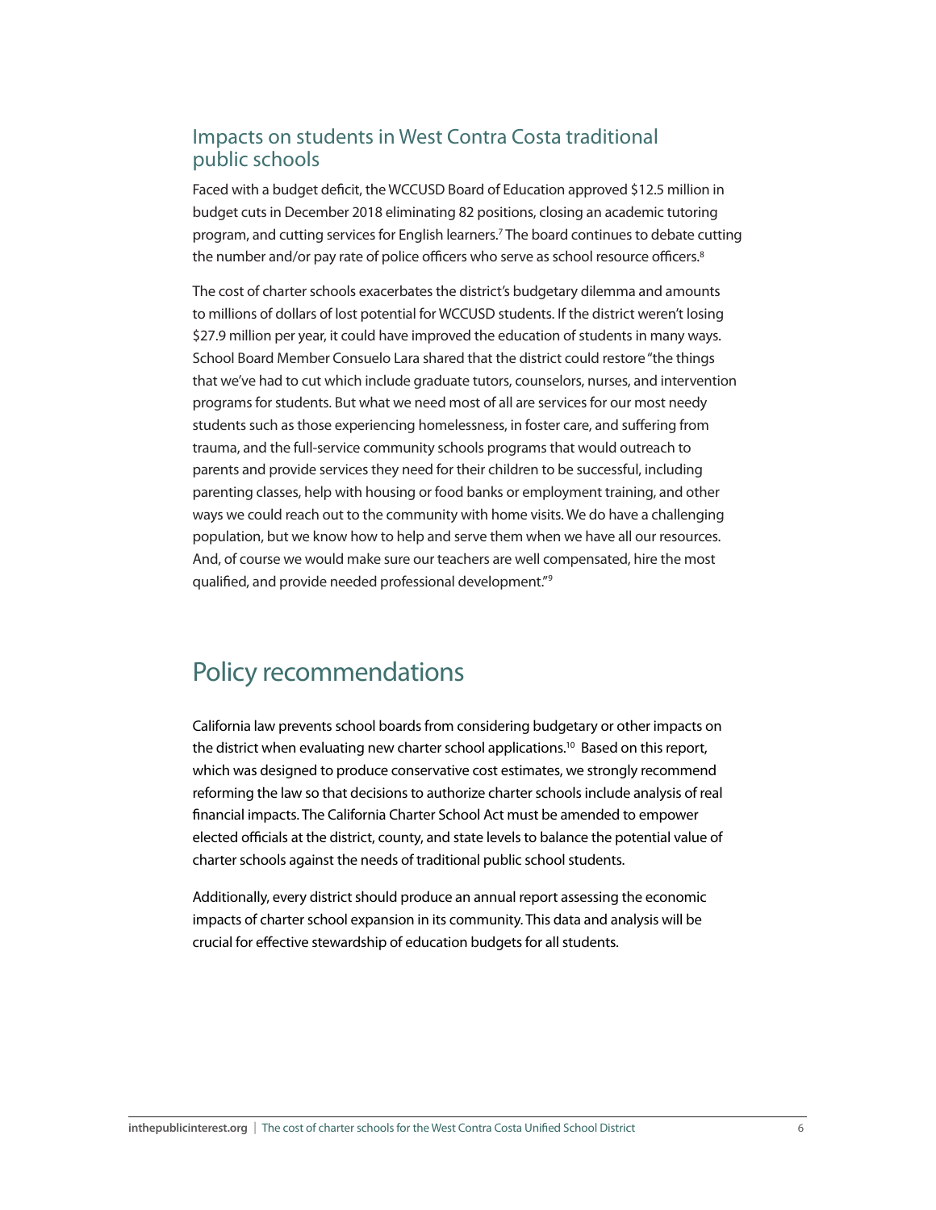### Impacts on students in West Contra Costa traditional public schools

Faced with a budget deficit, the WCCUSD Board of Education approved $12.5 million in budget cuts in December 2018 eliminating 82 positions, closing an academic tutoring program, and cutting services for English learners.[7] The board continues to debate cutting the number and/or pay rate of police officers who serve as school resource officers.[8]

The cost of charter schools exacerbates the district's budgetary dilemma and amounts to millions of dollars of lost potential for WCCUSD students. If the district weren't losing $27.9 million per year, it could have improved the education of students in many ways. School Board Member Consuelo Lara shared that the district could restore "the things that we've had to cut which include graduate tutors, counselors, nurses, and intervention programs for students. But what we need most of all are services for our most needy students such as those experiencing homelessness, in foster care, and suffering from trauma, and the full-service community schools programs that would outreach to parents and provide services they need for their children to be successful, including parenting classes, help with housing or food banks or employment training, and other ways we could reach out to the community with home visits. We do have a challenging population, but we know how to help and serve them when we have all our resources. And, of course we would make sure our teachers are well compensated, hire the most qualified, and provide needed professional development."[9]

## Policy recommendations

California law prevents school boards from considering budgetary or other impacts on the district when evaluating new charter school applications.[10] Based on this report, which was designed to produce conservative cost estimates, we strongly recommend reforming the law so that decisions to authorize charter schools include analysis of real financial impacts. The California Charter School Act must be amended to empower elected officials at the district, county, and state levels to balance the potential value of charter schools against the needs of traditional public school students.

Additionally, every district should produce an annual report assessing the economic impacts of charter school expansion in its community. This data and analysis will be crucial for effective stewardship of education budgets for all students.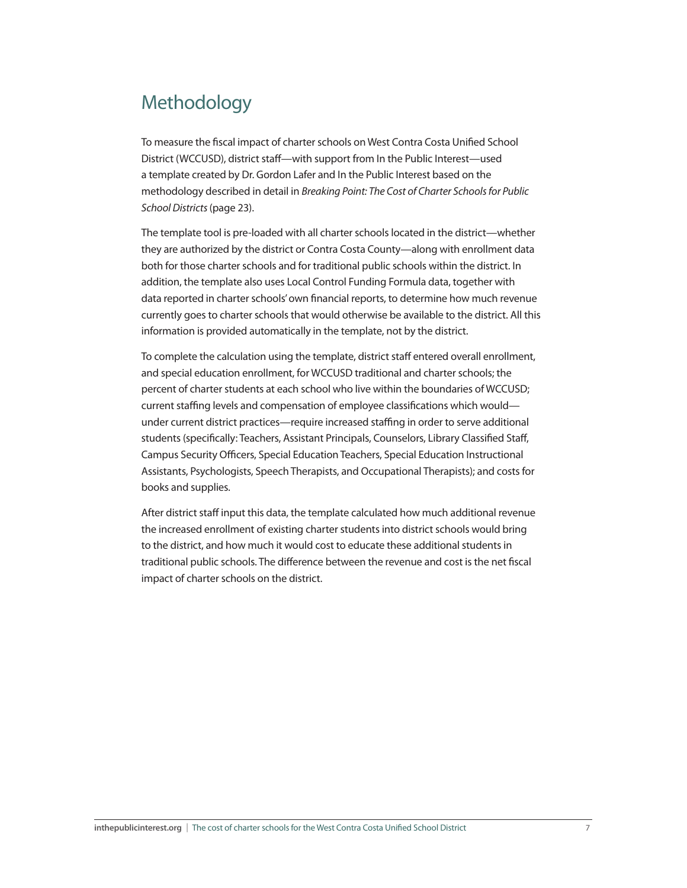# Methodology

To measure the fiscal impact of charter schools on West Contra Costa Unified School District (WCCUSD), district staff—with support from In the Public Interest—used a template created by Dr. Gordon Lafer and In the Public Interest based on the methodology described in detail in *Breaking Point: The Cost of Charter Schools for Public School Districts* (page 23).

The template tool is pre-loaded with all charter schools located in the district—whether they are authorized by the district or Contra Costa County—along with enrollment data both for those charter schools and for traditional public schools within the district. In addition, the template also uses Local Control Funding Formula data, together with data reported in charter schools' own financial reports, to determine how much revenue currently goes to charter schools that would otherwise be available to the district. All this information is provided automatically in the template, not by the district.

To complete the calculation using the template, district staff entered overall enrollment, and special education enrollment, for WCCUSD traditional and charter schools; the percent of charter students at each school who live within the boundaries of WCCUSD; current staffing levels and compensation of employee classifications which would—under current district practices—require increased staffing in order to serve additional students (specifically: Teachers, Assistant Principals, Counselors, Library Classified Staff, Campus Security Officers, Special Education Teachers, Special Education Instructional Assistants, Psychologists, Speech Therapists, and Occupational Therapists); and costs for books and supplies.

After district staff input this data, the template calculated how much additional revenue the increased enrollment of existing charter students into district schools would bring to the district, and how much it would cost to educate these additional students in traditional public schools. The difference between the revenue and cost is the net fiscal impact of charter schools on the district.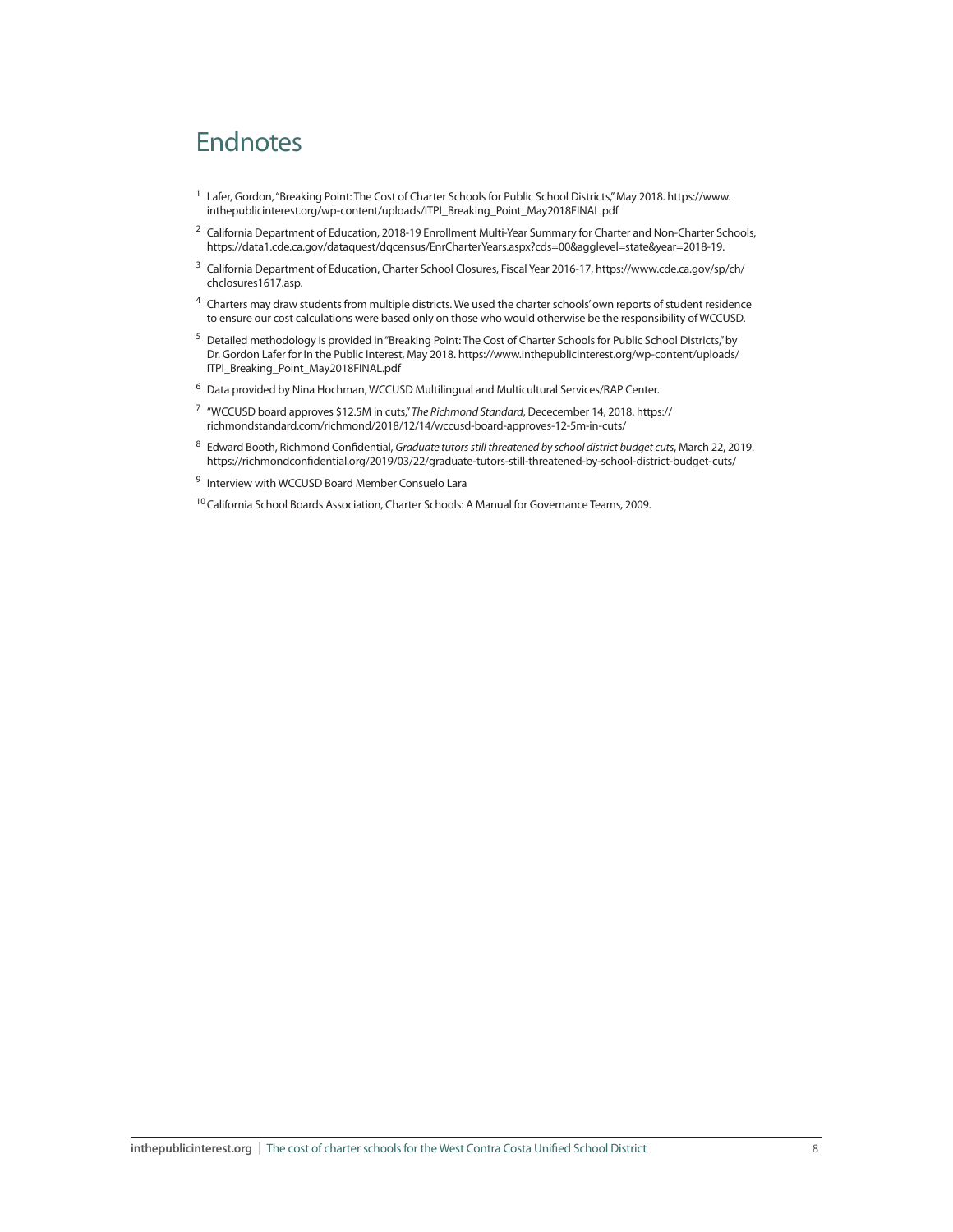# Endnotes

1. Lafer, Gordon, "Breaking Point: The Cost of Charter Schools for Public School Districts," May 2018. https://www.inthepublicinterest.org/wp-content/uploads/ITPI_Breaking_Point_May2018FINAL.pdf
2. California Department of Education, 2018-19 Enrollment Multi-Year Summary for Charter and Non-Charter Schools, https://data1.cde.ca.gov/dataquest/dqcensus/EnrCharterYears.aspx?cds=00&agglevel=state&year=2018-19.
3. California Department of Education, Charter School Closures, Fiscal Year 2016-17, https://www.cde.ca.gov/sp/ch/chclosures1617.asp.
4. Charters may draw students from multiple districts. We used the charter schools' own reports of student residence to ensure our cost calculations were based only on those who would otherwise be the responsibility of WCCUSD.
5. Detailed methodology is provided in "Breaking Point: The Cost of Charter Schools for Public School Districts," by Dr. Gordon Lafer for In the Public Interest, May 2018. https://www.inthepublicinterest.org/wp-content/uploads/ITPI_Breaking_Point_May2018FINAL.pdf
6. Data provided by Nina Hochman, WCCUSD Multilingual and Multicultural Services/RAP Center.
7. "WCCUSD board approves $12.5M in cuts," *The Richmond Standard*, Dececember 14, 2018. https://richmondstandard.com/richmond/2018/12/14/wccusd-board-approves-12-5m-in-cuts/
8. Edward Booth, Richmond Confidential, *Graduate tutors still threatened by school district budget cuts*, March 22, 2019. https://richmondconfidential.org/2019/03/22/graduate-tutors-still-threatened-by-school-district-budget-cuts/
9. Interview with WCCUSD Board Member Consuelo Lara
10. California School Boards Association, Charter Schools: A Manual for Governance Teams, 2009.